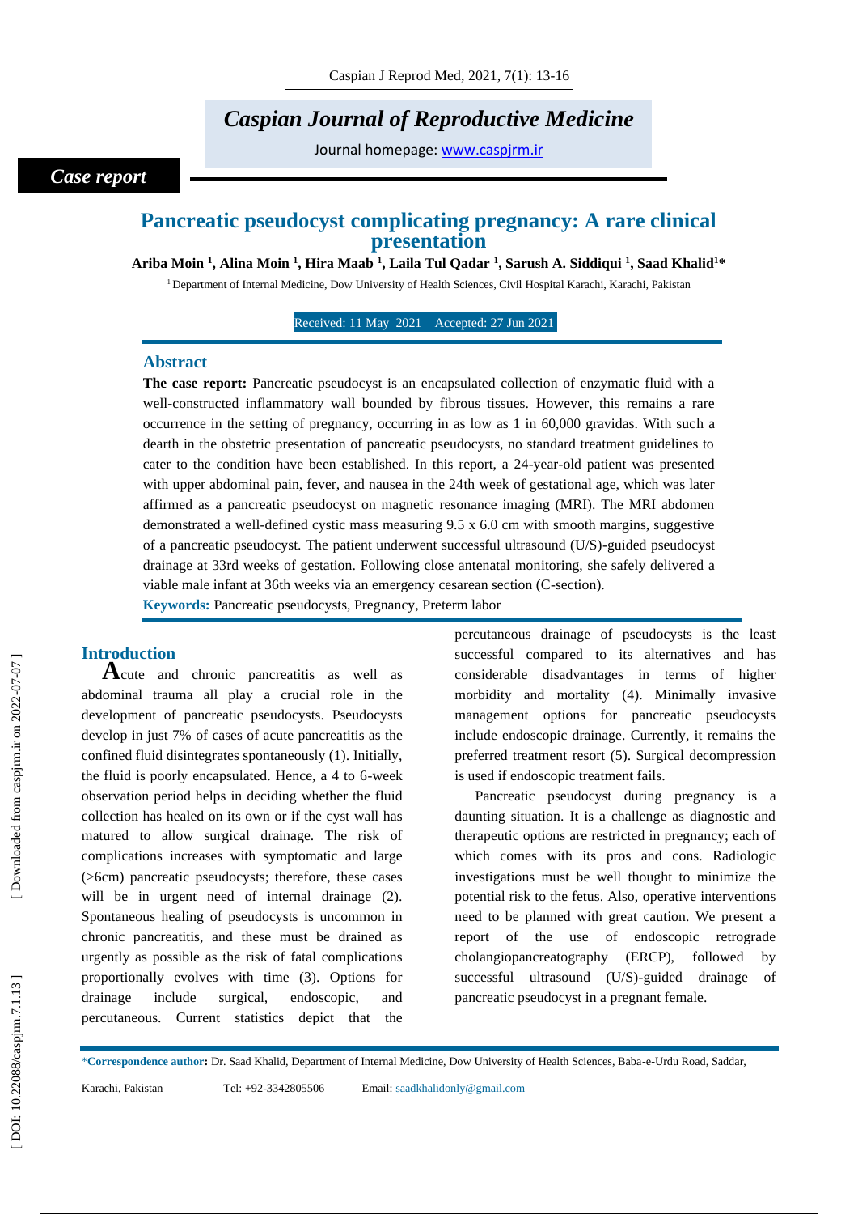*Case report*

# Pancreatic pseudocyst complicating pregnancy: A rare clinical presentation

**Ariba Moin [1], Alina Moin [1], Hira Maab [1], Laila Tul Qadar [1], Sarush A. Siddiqui [1], Saad Khalid[1]***

[1] Department of Internal Medicine, Dow University of Health Sciences, Civil Hospital Karachi, Karachi, Pakistan

Received: 11 May 2021 Accepted: 27 Jun 2021

## Abstract

**The case report:** Pancreatic pseudocyst is an encapsulated collection of enzymatic fluid with a well-constructed inflammatory wall bounded by fibrous tissues. However, this remains a rare occurrence in the setting of pregnancy, occurring in as low as 1 in 60,000 gravidas. With such a dearth in the obstetric presentation of pancreatic pseudocysts, no standard treatment guidelines to cater to the condition have been established. In this report, a 24-year-old patient was presented with upper abdominal pain, fever, and nausea in the 24th week of gestational age, which was later affirmed as a pancreatic pseudocyst on magnetic resonance imaging (MRI). The MRI abdomen demonstrated a well-defined cystic mass measuring 9.5 x 6.0 cm with smooth margins, suggestive of a pancreatic pseudocyst. The patient underwent successful ultrasound (U/S)-guided pseudocyst drainage at 33rd weeks of gestation. Following close antenatal monitoring, she safely delivered a viable male infant at 36th weeks via an emergency cesarean section (C-section).

**Keywords:** Pancreatic pseudocysts, Pregnancy, Preterm labor

## Introduction

Acute and chronic pancreatitis as well as abdominal trauma all play a crucial role in the development of pancreatic pseudocysts. Pseudocysts develop in just 7% of cases of acute pancreatitis as the confined fluid disintegrates spontaneously (1). Initially, the fluid is poorly encapsulated. Hence, a 4 to 6-week observation period helps in deciding whether the fluid collection has healed on its own or if the cyst wall has matured to allow surgical drainage. The risk of complications increases with symptomatic and large (>6cm) pancreatic pseudocysts; therefore, these cases will be in urgent need of internal drainage (2). Spontaneous healing of pseudocysts is uncommon in chronic pancreatitis, and these must be drained as urgently as possible as the risk of fatal complications proportionally evolves with time (3). Options for drainage include surgical, endoscopic, and percutaneous. Current statistics depict that the percutaneous drainage of pseudocysts is the least successful compared to its alternatives and has considerable disadvantages in terms of higher morbidity and mortality (4). Minimally invasive management options for pancreatic pseudocysts include endoscopic drainage. Currently, it remains the preferred treatment resort (5). Surgical decompression is used if endoscopic treatment fails.

Pancreatic pseudocyst during pregnancy is a daunting situation. It is a challenge as diagnostic and therapeutic options are restricted in pregnancy; each of which comes with its pros and cons. Radiologic investigations must be well thought to minimize the potential risk to the fetus. Also, operative interventions need to be planned with great caution. We present a report of the use of endoscopic retrograde cholangiopancreatography (ERCP), followed by successful ultrasound (U/S)-guided drainage of pancreatic pseudocyst in a pregnant female.

*Correspondence author: Dr. Saad Khalid, Department of Internal Medicine, Dow University of Health Sciences, Baba-e-Urdu Road, Saddar, Karachi, Pakistan Tel: +92-3342805506 Email: saadkhalidonly@gmail.com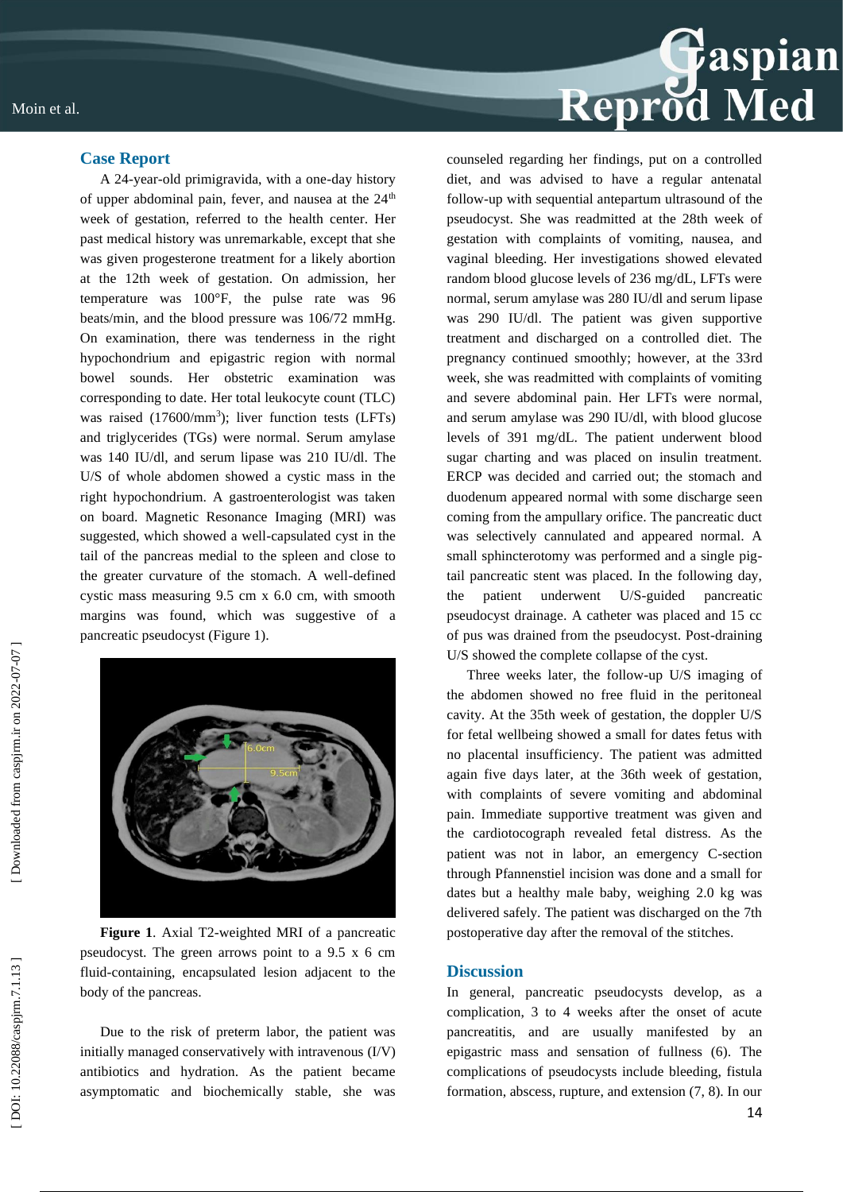## Case Report

A 24-year-old primigravida, with a one-day history of upper abdominal pain, fever, and nausea at the 24th week of gestation, referred to the health center. Her past medical history was unremarkable, except that she was given progesterone treatment for a likely abortion at the 12th week of gestation. On admission, her temperature was 100°F, the pulse rate was 96 beats/min, and the blood pressure was 106/72 mmHg. On examination, there was tenderness in the right hypochondrium and epigastric region with normal bowel sounds. Her obstetric examination was corresponding to date. Her total leukocyte count (TLC) was raised (17600/mm$^3$); liver function tests (LFTs) and triglycerides (TGs) were normal. Serum amylase was 140 IU/dl, and serum lipase was 210 IU/dl. The U/S of whole abdomen showed a cystic mass in the right hypochondrium. A gastroenterologist was taken on board. Magnetic Resonance Imaging (MRI) was suggested, which showed a well-capsulated cyst in the tail of the pancreas medial to the spleen and close to the greater curvature of the stomach. A well-defined cystic mass measuring 9.5 cm x 6.0 cm, with smooth margins was found, which was suggestive of a pancreatic pseudocyst (Figure 1).

**Figure 1**. Axial T2-weighted MRI of a pancreatic pseudocyst. The green arrows point to a 9.5 x 6 cm fluid-containing, encapsulated lesion adjacent to the body of the pancreas.

Due to the risk of preterm labor, the patient was initially managed conservatively with intravenous (I/V) antibiotics and hydration. As the patient became asymptomatic and biochemically stable, she was counseled regarding her findings, put on a controlled diet, and was advised to have a regular antenatal follow-up with sequential antepartum ultrasound of the pseudocyst. She was readmitted at the 28th week of gestation with complaints of vomiting, nausea, and vaginal bleeding. Her investigations showed elevated random blood glucose levels of 236 mg/dL, LFTs were normal, serum amylase was 280 IU/dl and serum lipase was 290 IU/dl. The patient was given supportive treatment and discharged on a controlled diet. The pregnancy continued smoothly; however, at the 33rd week, she was readmitted with complaints of vomiting and severe abdominal pain. Her LFTs were normal, and serum amylase was 290 IU/dl, with blood glucose levels of 391 mg/dL. The patient underwent blood sugar charting and was placed on insulin treatment. ERCP was decided and carried out; the stomach and duodenum appeared normal with some discharge seen coming from the ampullary orifice. The pancreatic duct was selectively cannulated and appeared normal. A small sphincterotomy was performed and a single pig-tail pancreatic stent was placed. In the following day, the patient underwent U/S-guided pancreatic pseudocyst drainage. A catheter was placed and 15 cc of pus was drained from the pseudocyst. Post-draining U/S showed the complete collapse of the cyst.

Three weeks later, the follow-up U/S imaging of the abdomen showed no free fluid in the peritoneal cavity. At the 35th week of gestation, the doppler U/S for fetal wellbeing showed a small for dates fetus with no placental insufficiency. The patient was admitted again five days later, at the 36th week of gestation, with complaints of severe vomiting and abdominal pain. Immediate supportive treatment was given and the cardiotocograph revealed fetal distress. As the patient was not in labor, an emergency C-section through Pfannenstiel incision was done and a small for dates but a healthy male baby, weighing 2.0 kg was delivered safely. The patient was discharged on the 7th postoperative day after the removal of the stitches.

## Discussion

In general, pancreatic pseudocysts develop, as a complication, 3 to 4 weeks after the onset of acute pancreatitis, and are usually manifested by an epigastric mass and sensation of fullness (6). The complications of pseudocysts include bleeding, fistula formation, abscess, rupture, and extension (7, 8). In our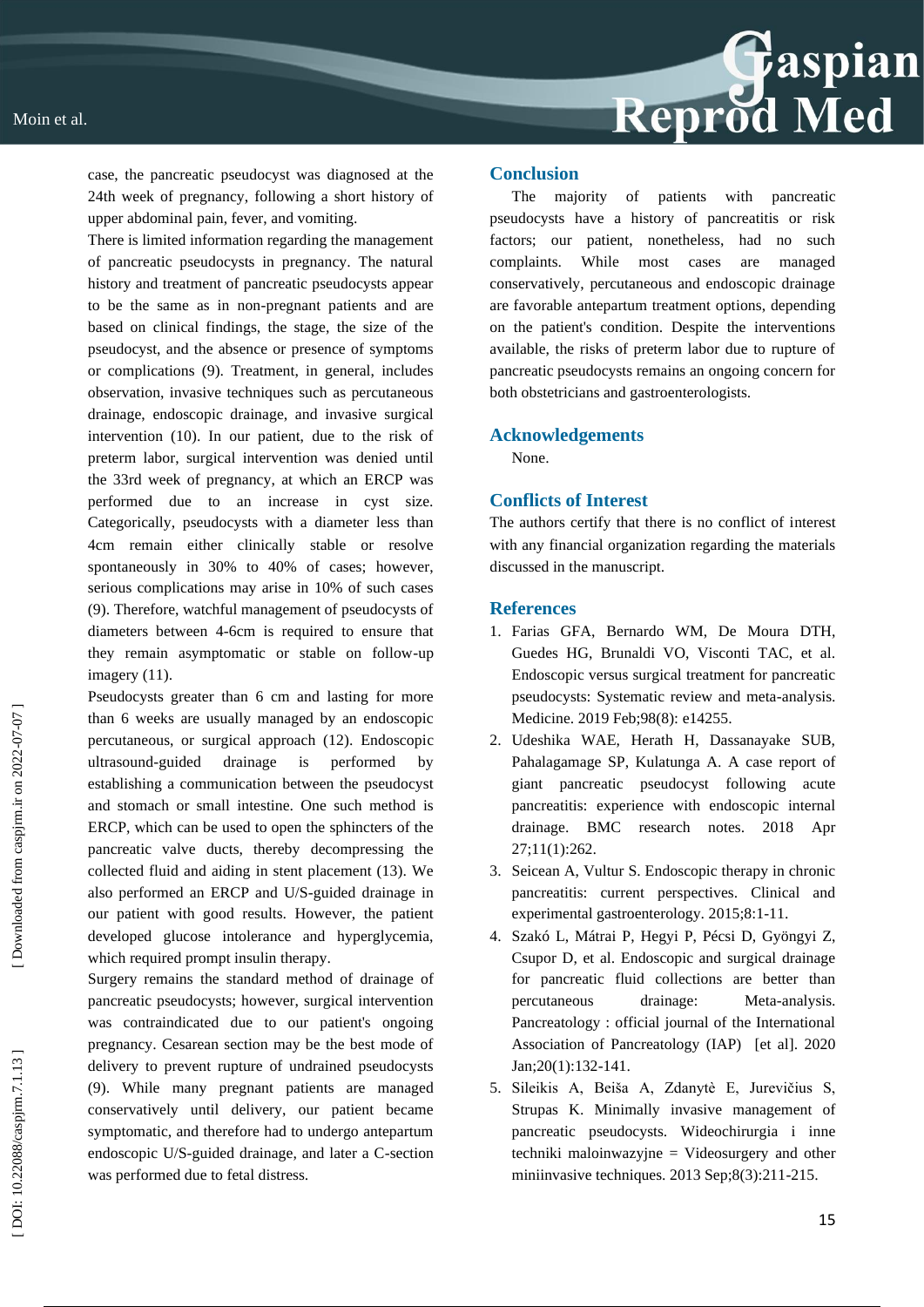case, the pancreatic pseudocyst was diagnosed at the 24th week of pregnancy, following a short history of upper abdominal pain, fever, and vomiting.

There is limited information regarding the management of pancreatic pseudocysts in pregnancy. The natural history and treatment of pancreatic pseudocysts appear to be the same as in non-pregnant patients and are based on clinical findings, the stage, the size of the pseudocyst, and the absence or presence of symptoms or complications (9). Treatment, in general, includes observation, invasive techniques such as percutaneous drainage, endoscopic drainage, and invasive surgical intervention (10). In our patient, due to the risk of preterm labor, surgical intervention was denied until the 33rd week of pregnancy, at which an ERCP was performed due to an increase in cyst size. Categorically, pseudocysts with a diameter less than 4cm remain either clinically stable or resolve spontaneously in 30% to 40% of cases; however, serious complications may arise in 10% of such cases (9). Therefore, watchful management of pseudocysts of diameters between 4-6cm is required to ensure that they remain asymptomatic or stable on follow-up imagery (11).

Pseudocysts greater than 6 cm and lasting for more than 6 weeks are usually managed by an endoscopic percutaneous, or surgical approach (12). Endoscopic ultrasound-guided drainage is performed by establishing a communication between the pseudocyst and stomach or small intestine. One such method is ERCP, which can be used to open the sphincters of the pancreatic valve ducts, thereby decompressing the collected fluid and aiding in stent placement (13). We also performed an ERCP and U/S-guided drainage in our patient with good results. However, the patient developed glucose intolerance and hyperglycemia, which required prompt insulin therapy.

Surgery remains the standard method of drainage of pancreatic pseudocysts; however, surgical intervention was contraindicated due to our patient's ongoing pregnancy. Cesarean section may be the best mode of delivery to prevent rupture of undrained pseudocysts (9). While many pregnant patients are managed conservatively until delivery, our patient became symptomatic, and therefore had to undergo antepartum endoscopic U/S-guided drainage, and later a C-section was performed due to fetal distress.

## Conclusion

The majority of patients with pancreatic pseudocysts have a history of pancreatitis or risk factors; our patient, nonetheless, had no such complaints. While most cases are managed conservatively, percutaneous and endoscopic drainage are favorable antepartum treatment options, depending on the patient's condition. Despite the interventions available, the risks of preterm labor due to rupture of pancreatic pseudocysts remains an ongoing concern for both obstetricians and gastroenterologists.

## Acknowledgements

None.

## Conflicts of Interest

The authors certify that there is no conflict of interest with any financial organization regarding the materials discussed in the manuscript.

## References

1. Farias GFA, Bernardo WM, De Moura DTH, Guedes HG, Brunaldi VO, Visconti TAC, et al. Endoscopic versus surgical treatment for pancreatic pseudocysts: Systematic review and meta-analysis. Medicine. 2019 Feb;98(8): e14255.
2. Udeshika WAE, Herath H, Dassanayake SUB, Pahalagamage SP, Kulatunga A. A case report of giant pancreatic pseudocyst following acute pancreatitis: experience with endoscopic internal drainage. BMC research notes. 2018 Apr 27;11(1):262.
3. Seicean A, Vultur S. Endoscopic therapy in chronic pancreatitis: current perspectives. Clinical and experimental gastroenterology. 2015;8:1-11.
4. Szakó L, Mátrai P, Hegyi P, Pécsi D, Gyöngyi Z, Csupor D, et al. Endoscopic and surgical drainage for pancreatic fluid collections are better than percutaneous drainage: Meta-analysis. Pancreatology : official journal of the International Association of Pancreatology (IAP) [et al]. 2020 Jan;20(1):132-141.
5. Sileikis A, Beiša A, Zdanytè E, Jurevičius S, Strupas K. Minimally invasive management of pancreatic pseudocysts. Wideochirurgia i inne techniki maloinwazyjne = Videosurgery and other miniinvasive techniques. 2013 Sep;8(3):211-215.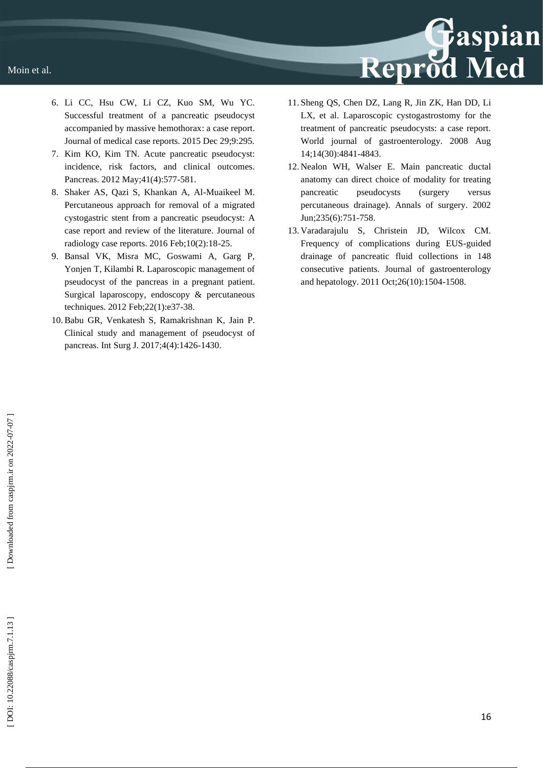6. Li CC, Hsu CW, Li CZ, Kuo SM, Wu YC. Successful treatment of a pancreatic pseudocyst accompanied by massive hemothorax: a case report. Journal of medical case reports. 2015 Dec 29;9:295.
7. Kim KO, Kim TN. Acute pancreatic pseudocyst: incidence, risk factors, and clinical outcomes. Pancreas. 2012 May;41(4):577-581.
8. Shaker AS, Qazi S, Khankan A, Al-Muaikeel M. Percutaneous approach for removal of a migrated cystogastric stent from a pancreatic pseudocyst: A case report and review of the literature. Journal of radiology case reports. 2016 Feb;10(2):18-25.
9. Bansal VK, Misra MC, Goswami A, Garg P, Yonjen T, Kilambi R. Laparoscopic management of pseudocyst of the pancreas in a pregnant patient. Surgical laparoscopy, endoscopy & percutaneous techniques. 2012 Feb;22(1):e37-38.
10. Babu GR, Venkatesh S, Ramakrishnan K, Jain P. Clinical study and management of pseudocyst of pancreas. Int Surg J. 2017;4(4):1426-1430.
11. Sheng QS, Chen DZ, Lang R, Jin ZK, Han DD, Li LX, et al. Laparoscopic cystogastrostomy for the treatment of pancreatic pseudocysts: a case report. World journal of gastroenterology. 2008 Aug 14;14(30):4841-4843.
12. Nealon WH, Walser E. Main pancreatic ductal anatomy can direct choice of modality for treating pancreatic pseudocysts (surgery versus percutaneous drainage). Annals of surgery. 2002 Jun;235(6):751-758.
13. Varadarajulu S, Christein JD, Wilcox CM. Frequency of complications during EUS-guided drainage of pancreatic fluid collections in 148 consecutive patients. Journal of gastroenterology and hepatology. 2011 Oct;26(10):1504-1508.